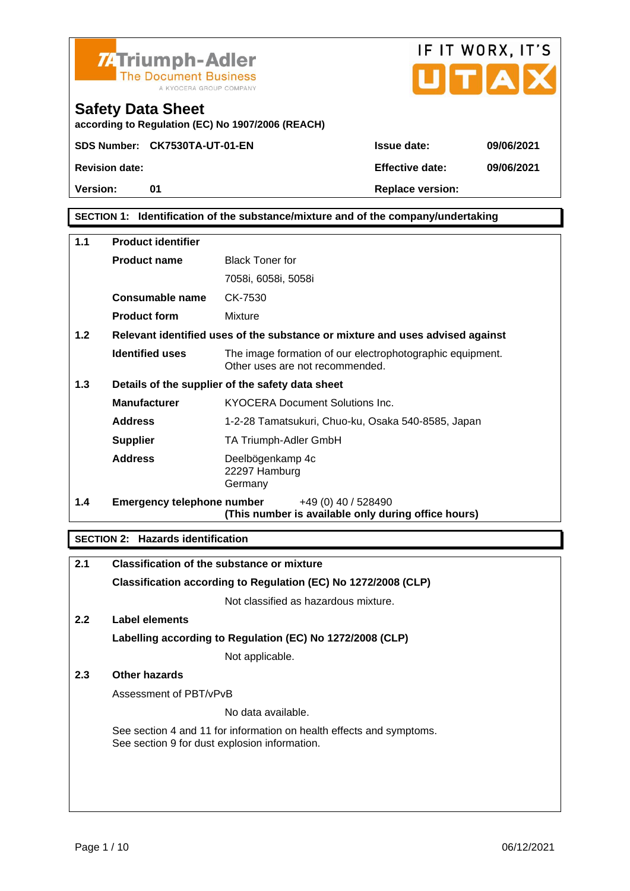TA Triumph-Adler
The Document Business
A KYOCERA GROUP COMPANY

IF IT WORX, IT'S UTAX

# Safety Data Sheet

**according to Regulation (EC) No 1907/2006 (REACH)**

| | | | |
|---|---|---|---|
| **SDS Number:** | **CK7530TA-UT-01-EN** | **Issue date:** | **09/06/2021** |
| **Revision date:** | | **Effective date:** | **09/06/2021** |
| **Version:** | **01** | **Replace version:** | |

## SECTION 1: Identification of the substance/mixture and of the company/undertaking

**1.1 Product identifier**

| | |
|---|---|
| **Product name** | Black Toner for 7058i, 6058i, 5058i |
| **Consumable name** | CK-7530 |
| **Product form** | Mixture |

**1.2 Relevant identified uses of the substance or mixture and uses advised against**

| | |
|---|---|
| **Identified uses** | The image formation of our electrophotographic equipment. Other uses are not recommended. |

**1.3 Details of the supplier of the safety data sheet**

| | |
|---|---|
| **Manufacturer** | KYOCERA Document Solutions Inc. |
| **Address** | 1-2-28 Tamatsukuri, Chuo-ku, Osaka 540-8585, Japan |
| **Supplier** | TA Triumph-Adler GmbH |
| **Address** | Deelbögenkamp 4c<br>22297 Hamburg<br>Germany |

**1.4 Emergency telephone number** +49 (0) 40 / 528490
**(This number is available only during office hours)**

## SECTION 2: Hazards identification

**2.1 Classification of the substance or mixture**

**Classification according to Regulation (EC) No 1272/2008 (CLP)**

Not classified as hazardous mixture.

**2.2 Label elements**

**Labelling according to Regulation (EC) No 1272/2008 (CLP)**

Not applicable.

**2.3 Other hazards**

Assessment of PBT/vPvB

No data available.

See section 4 and 11 for information on health effects and symptoms.
See section 9 for dust explosion information.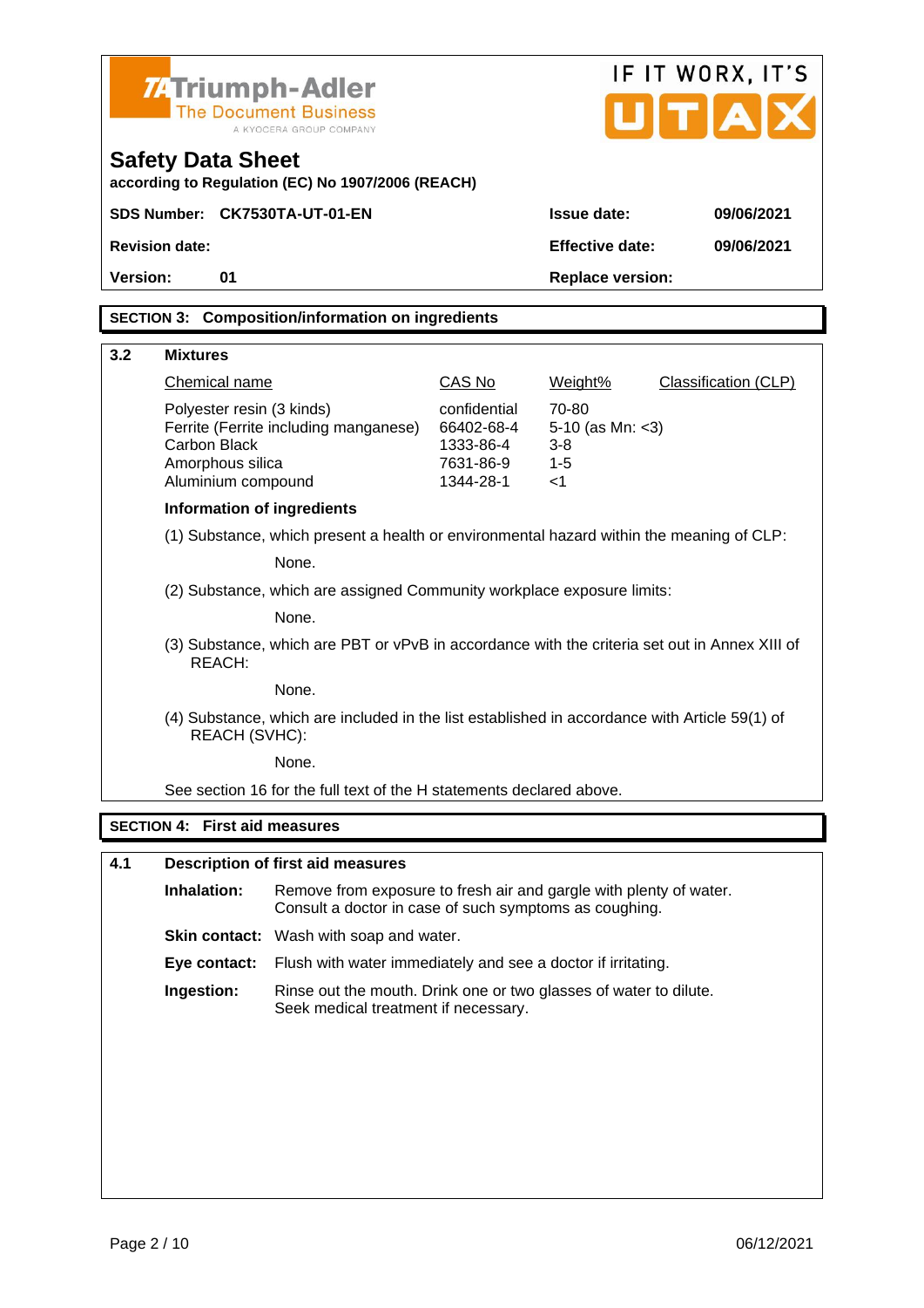**Safety Data Sheet**

**according to Regulation (EC) No 1907/2006 (REACH)**

| **SDS Number:** | **CK7530TA-UT-01-EN** | **Issue date:** | **09/06/2021** |
|---|---|---|---|
| **Revision date:** | | **Effective date:** | **09/06/2021** |
| **Version:** | **01** | **Replace version:** | |

## SECTION 3: Composition/information on ingredients

### 3.2 Mixtures

| Chemical name | CAS No | Weight% | Classification (CLP) |
|---|---|---|---|
| Polyester resin (3 kinds) | confidential | 70-80 | |
| Ferrite (Ferrite including manganese) | 66402-68-4 | 5-10 (as Mn: <3) | |
| Carbon Black | 1333-86-4 | 3-8 | |
| Amorphous silica | 7631-86-9 | 1-5 | |
| Aluminium compound | 1344-28-1 | <1 | |

**Information of ingredients**

(1) Substance, which present a health or environmental hazard within the meaning of CLP:

None.

(2) Substance, which are assigned Community workplace exposure limits:

None.

(3) Substance, which are PBT or vPvB in accordance with the criteria set out in Annex XIII of REACH:

None.

(4) Substance, which are included in the list established in accordance with Article 59(1) of REACH (SVHC):

None.

See section 16 for the full text of the H statements declared above.

## SECTION 4: First aid measures

### 4.1 Description of first aid measures

**Inhalation:** Remove from exposure to fresh air and gargle with plenty of water. Consult a doctor in case of such symptoms as coughing.

**Skin contact:** Wash with soap and water.

**Eye contact:** Flush with water immediately and see a doctor if irritating.

**Ingestion:** Rinse out the mouth. Drink one or two glasses of water to dilute. Seek medical treatment if necessary.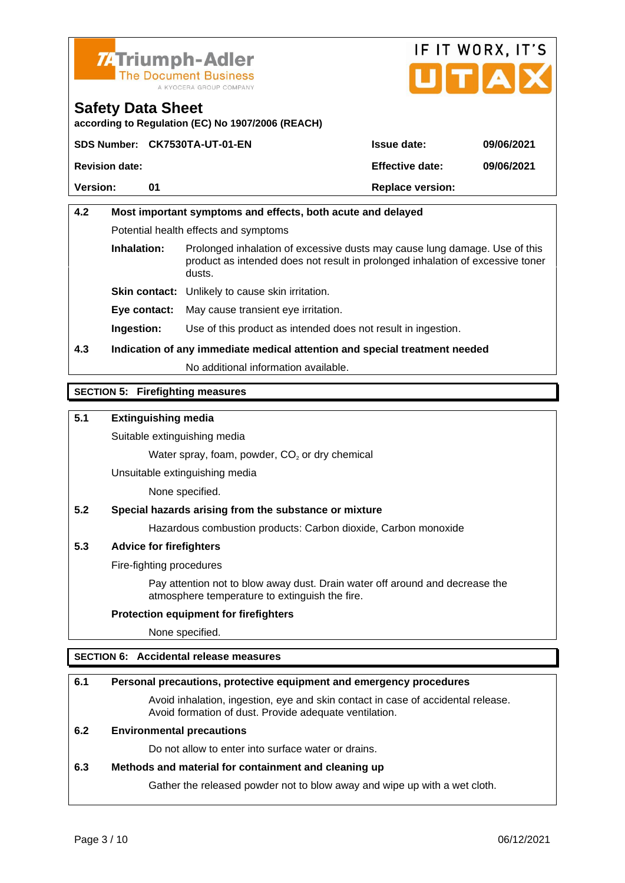# Safety Data Sheet

according to Regulation (EC) No 1907/2006 (REACH)

| SDS Number: CK7530TA-UT-01-EN | Issue date: | 09/06/2021 |
|---|---|---|
| Revision date: | Effective date: | 09/06/2021 |
| Version: 01 | Replace version: | |

**4.2 Most important symptoms and effects, both acute and delayed**

Potential health effects and symptoms

**Inhalation:** Prolonged inhalation of excessive dusts may cause lung damage. Use of this product as intended does not result in prolonged inhalation of excessive toner dusts.

**Skin contact:** Unlikely to cause skin irritation.

**Eye contact:** May cause transient eye irritation.

**Ingestion:** Use of this product as intended does not result in ingestion.

**4.3 Indication of any immediate medical attention and special treatment needed**

No additional information available.

## SECTION 5: Firefighting measures

**5.1 Extinguishing media**

Suitable extinguishing media

Water spray, foam, powder, $CO_2$ or dry chemical

Unsuitable extinguishing media

None specified.

**5.2 Special hazards arising from the substance or mixture**

Hazardous combustion products: Carbon dioxide, Carbon monoxide

**5.3 Advice for firefighters**

Fire-fighting procedures

Pay attention not to blow away dust. Drain water off around and decrease the atmosphere temperature to extinguish the fire.

**Protection equipment for firefighters**

None specified.

## SECTION 6: Accidental release measures

**6.1 Personal precautions, protective equipment and emergency procedures**

Avoid inhalation, ingestion, eye and skin contact in case of accidental release. Avoid formation of dust. Provide adequate ventilation.

**6.2 Environmental precautions**

Do not allow to enter into surface water or drains.

**6.3 Methods and material for containment and cleaning up**

Gather the released powder not to blow away and wipe up with a wet cloth.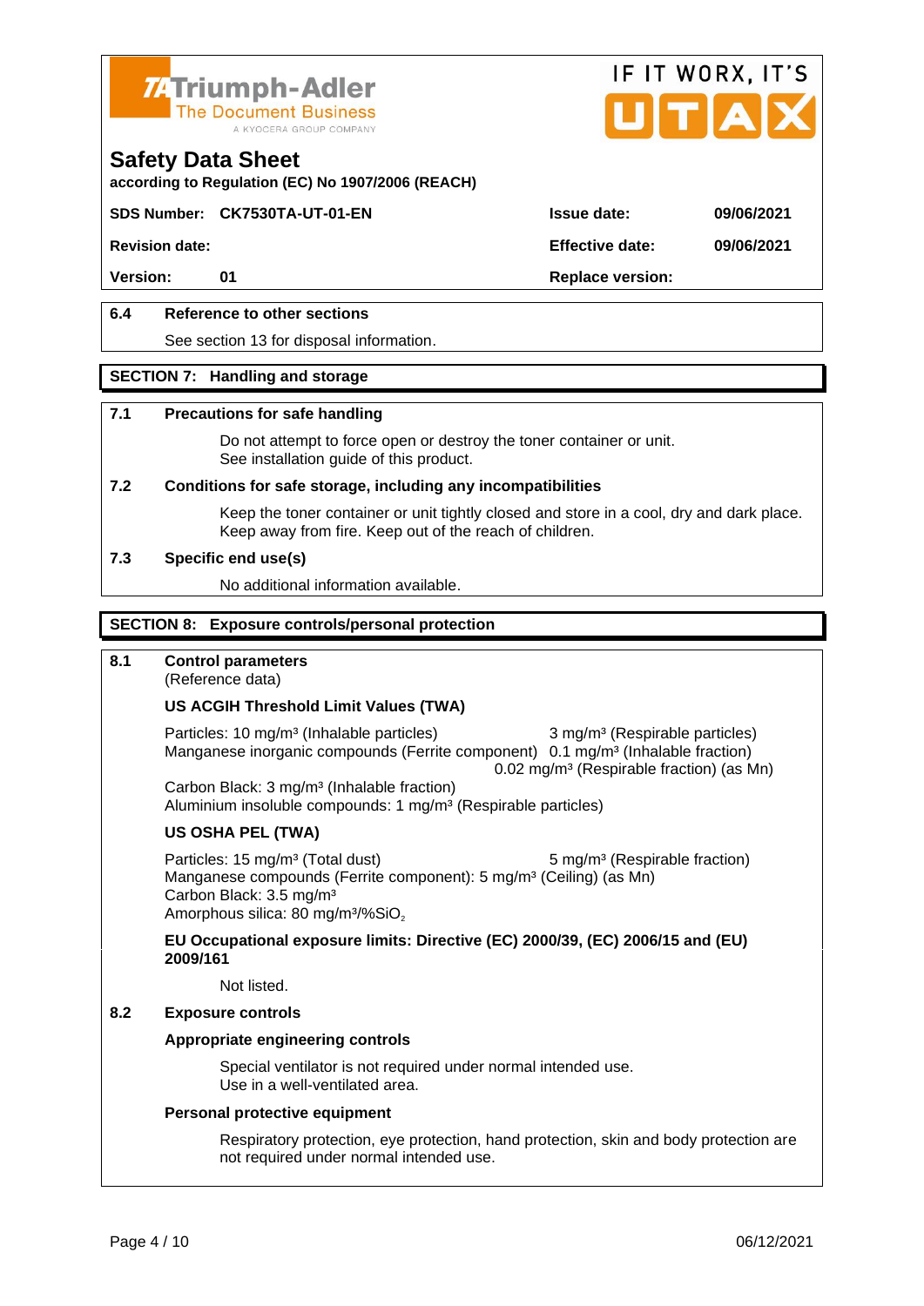### 6.4 Reference to other sections

See section 13 for disposal information.

## SECTION 7: Handling and storage

### 7.1 Precautions for safe handling

Do not attempt to force open or destroy the toner container or unit.
See installation guide of this product.

### 7.2 Conditions for safe storage, including any incompatibilities

Keep the toner container or unit tightly closed and store in a cool, dry and dark place.
Keep away from fire. Keep out of the reach of children.

### 7.3 Specific end use(s)

No additional information available.

## SECTION 8: Exposure controls/personal protection

### 8.1 Control parameters

(Reference data)

**US ACGIH Threshold Limit Values (TWA)**

Particles: 10 mg/m³ (Inhalable particles) 3 mg/m³ (Respirable particles)
Manganese inorganic compounds (Ferrite component) 0.1 mg/m³ (Inhalable fraction)
0.02 mg/m³ (Respirable fraction) (as Mn)
Carbon Black: 3 mg/m³ (Inhalable fraction)
Aluminium insoluble compounds: 1 mg/m³ (Respirable particles)

**US OSHA PEL (TWA)**

Particles: 15 mg/m³ (Total dust) 5 mg/m³ (Respirable fraction)
Manganese compounds (Ferrite component): 5 mg/m³ (Ceiling) (as Mn)
Carbon Black: 3.5 mg/m³
Amorphous silica: 80 mg/m³/%$SiO_2$

**EU Occupational exposure limits: Directive (EC) 2000/39, (EC) 2006/15 and (EU) 2009/161**

Not listed.

### 8.2 Exposure controls

**Appropriate engineering controls**

Special ventilator is not required under normal intended use.
Use in a well-ventilated area.

**Personal protective equipment**

Respiratory protection, eye protection, hand protection, skin and body protection are not required under normal intended use.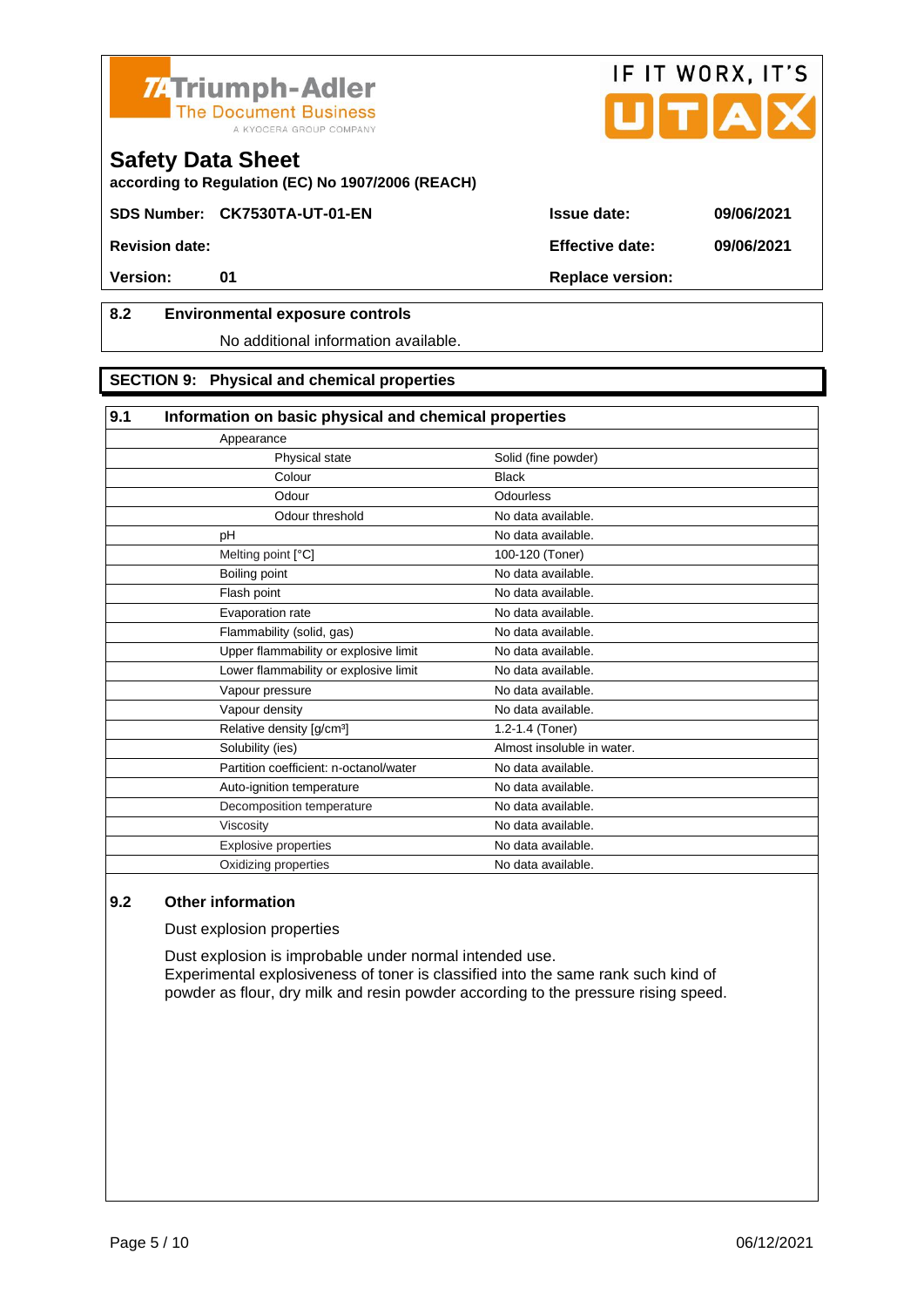**Safety Data Sheet**

**according to Regulation (EC) No 1907/2006 (REACH)**

| | | | |
|---|---|---|---|
| **SDS Number:** | **CK7530TA-UT-01-EN** | **Issue date:** | **09/06/2021** |
| **Revision date:** | | **Effective date:** | **09/06/2021** |
| **Version:** | **01** | **Replace version:** | |

### 8.2 Environmental exposure controls

No additional information available.

## SECTION 9: Physical and chemical properties

### 9.1 Information on basic physical and chemical properties

| Property | Value |
|---|---|
| Appearance | |
| Physical state | Solid (fine powder) |
| Colour | Black |
| Odour | Odourless |
| Odour threshold | No data available. |
| pH | No data available. |
| Melting point [°C] | 100-120 (Toner) |
| Boiling point | No data available. |
| Flash point | No data available. |
| Evaporation rate | No data available. |
| Flammability (solid, gas) | No data available. |
| Upper flammability or explosive limit | No data available. |
| Lower flammability or explosive limit | No data available. |
| Vapour pressure | No data available. |
| Vapour density | No data available. |
| Relative density [g/cm³] | 1.2-1.4 (Toner) |
| Solubility (ies) | Almost insoluble in water. |
| Partition coefficient: n-octanol/water | No data available. |
| Auto-ignition temperature | No data available. |
| Decomposition temperature | No data available. |
| Viscosity | No data available. |
| Explosive properties | No data available. |
| Oxidizing properties | No data available. |

### 9.2 Other information

Dust explosion properties

Dust explosion is improbable under normal intended use.
Experimental explosiveness of toner is classified into the same rank such kind of powder as flour, dry milk and resin powder according to the pressure rising speed.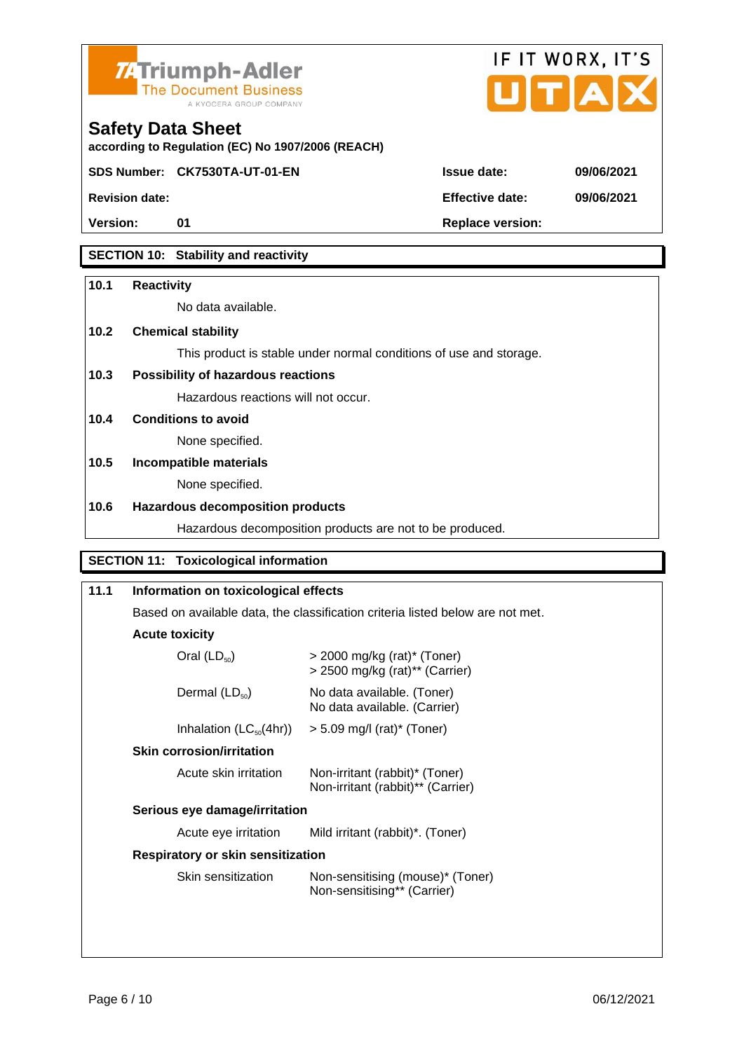**Safety Data Sheet**

according to Regulation (EC) No 1907/2006 (REACH)

| SDS Number: | CK7530TA-UT-01-EN | Issue date: | 09/06/2021 |
|---|---|---|---|
| Revision date: | | Effective date: | 09/06/2021 |
| Version: | 01 | Replace version: | |

## SECTION 10: Stability and reactivity

**10.1 Reactivity**

No data available.

**10.2 Chemical stability**

This product is stable under normal conditions of use and storage.

**10.3 Possibility of hazardous reactions**

Hazardous reactions will not occur.

**10.4 Conditions to avoid**

None specified.

**10.5 Incompatible materials**

None specified.

**10.6 Hazardous decomposition products**

Hazardous decomposition products are not to be produced.

## SECTION 11: Toxicological information

**11.1 Information on toxicological effects**

Based on available data, the classification criteria listed below are not met.

**Acute toxicity**

| | |
|---|---|
| Oral ($LD_{50}$) | > 2000 mg/kg (rat)* (Toner)<br>> 2500 mg/kg (rat)** (Carrier) |
| Dermal ($LD_{50}$) | No data available. (Toner)<br>No data available. (Carrier) |
| Inhalation ($LC_{50}$(4hr)) | > 5.09 mg/l (rat)* (Toner) |

**Skin corrosion/irritation**

| | |
|---|---|
| Acute skin irritation | Non-irritant (rabbit)* (Toner)<br>Non-irritant (rabbit)** (Carrier) |

**Serious eye damage/irritation**

| | |
|---|---|
| Acute eye irritation | Mild irritant (rabbit)*. (Toner) |

**Respiratory or skin sensitization**

| | |
|---|---|
| Skin sensitization | Non-sensitising (mouse)* (Toner)<br>Non-sensitising** (Carrier) |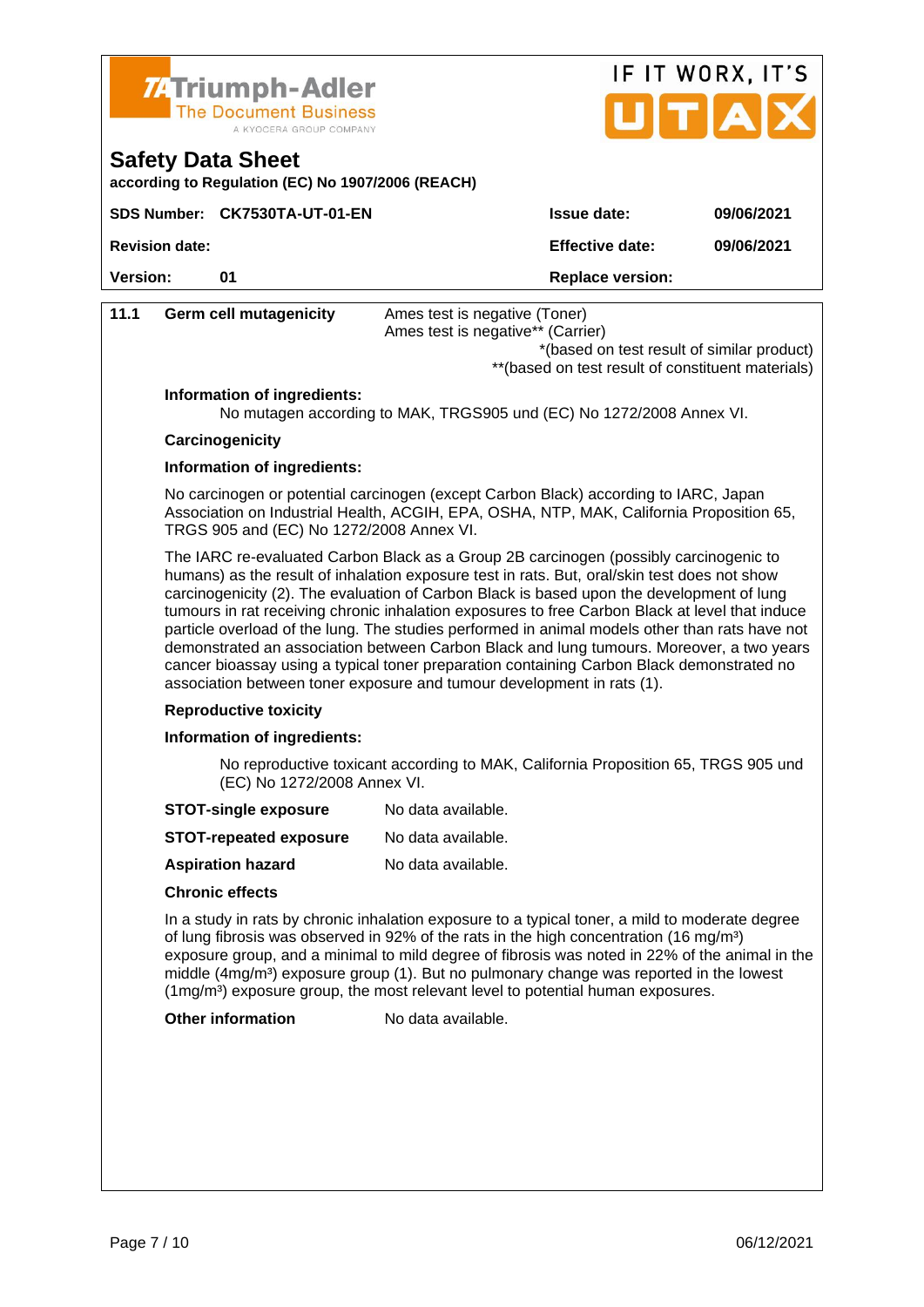| | | | |
|---|---|---|---|
| **SDS Number:** | **CK7530TA-UT-01-EN** | **Issue date:** | **09/06/2021** |
| **Revision date:** | | **Effective date:** | **09/06/2021** |
| **Version:** | **01** | **Replace version:** | |

**11.1 Germ cell mutagenicity** Ames test is negative (Toner)
Ames test is negative** (Carrier)
*(based on test result of similar product)
**(based on test result of constituent materials)

**Information of ingredients:**

No mutagen according to MAK, TRGS905 und (EC) No 1272/2008 Annex VI.

**Carcinogenicity**

**Information of ingredients:**

No carcinogen or potential carcinogen (except Carbon Black) according to IARC, Japan Association on Industrial Health, ACGIH, EPA, OSHA, NTP, MAK, California Proposition 65, TRGS 905 and (EC) No 1272/2008 Annex VI.

The IARC re-evaluated Carbon Black as a Group 2B carcinogen (possibly carcinogenic to humans) as the result of inhalation exposure test in rats. But, oral/skin test does not show carcinogenicity (2). The evaluation of Carbon Black is based upon the development of lung tumours in rat receiving chronic inhalation exposures to free Carbon Black at level that induce particle overload of the lung. The studies performed in animal models other than rats have not demonstrated an association between Carbon Black and lung tumours. Moreover, a two years cancer bioassay using a typical toner preparation containing Carbon Black demonstrated no association between toner exposure and tumour development in rats (1).

**Reproductive toxicity**

**Information of ingredients:**

No reproductive toxicant according to MAK, California Proposition 65, TRGS 905 und (EC) No 1272/2008 Annex VI.

**STOT-single exposure** No data available.

**STOT-repeated exposure** No data available.

**Aspiration hazard** No data available.

**Chronic effects**

In a study in rats by chronic inhalation exposure to a typical toner, a mild to moderate degree of lung fibrosis was observed in 92% of the rats in the high concentration (16 $mg/m^3$) exposure group, and a minimal to mild degree of fibrosis was noted in 22% of the animal in the middle (4$mg/m^3$) exposure group (1). But no pulmonary change was reported in the lowest (1$mg/m^3$) exposure group, the most relevant level to potential human exposures.

**Other information** No data available.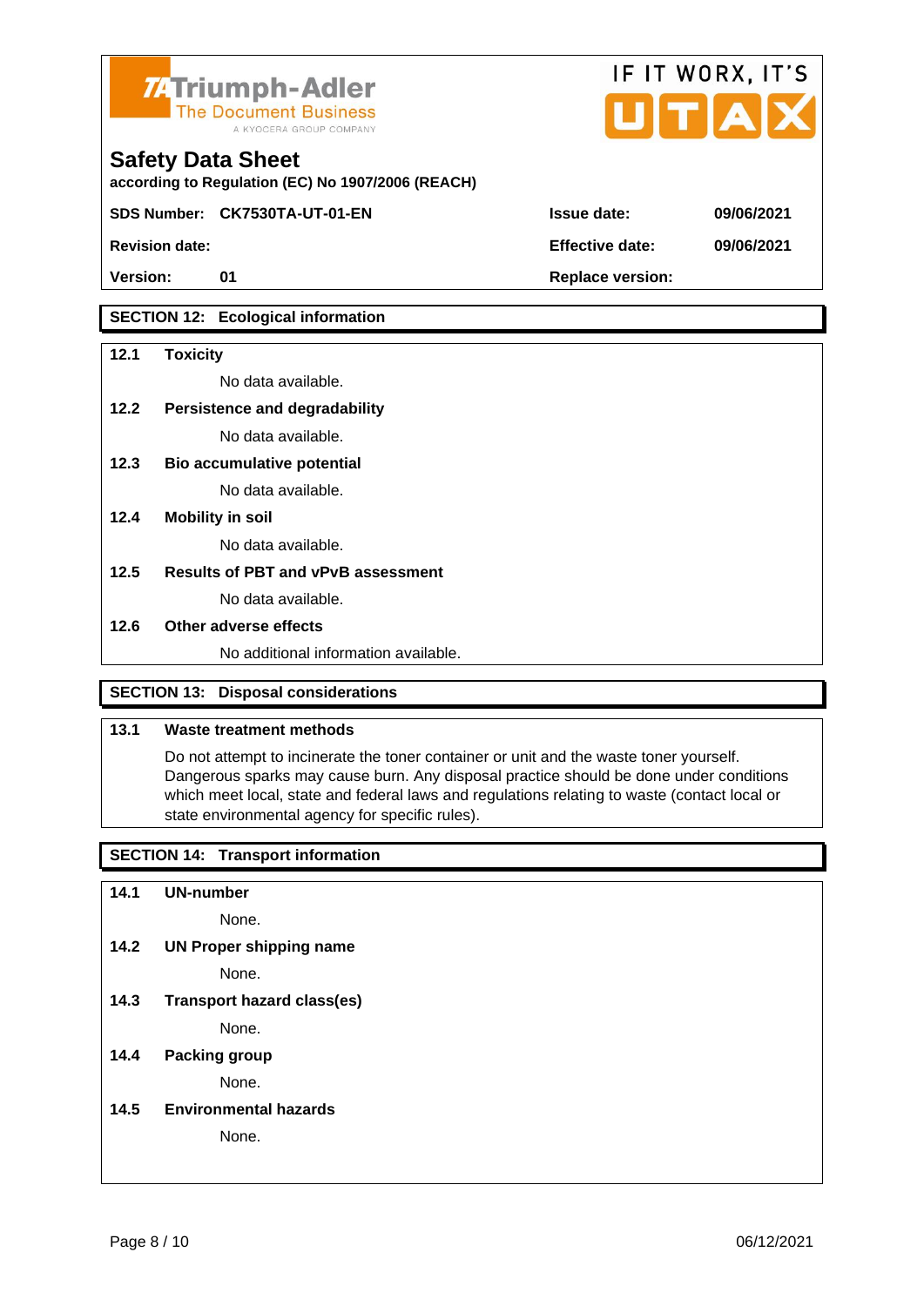**Triumph-Adler** The Document Business — A KYOCERA GROUP COMPANY

IF IT WORX, IT'S UTAX

# Safety Data Sheet

**according to Regulation (EC) No 1907/2006 (REACH)**

| | | | |
|---|---|---|---|
| **SDS Number:** | **CK7530TA-UT-01-EN** | **Issue date:** | **09/06/2021** |
| **Revision date:** | | **Effective date:** | **09/06/2021** |
| **Version:** | **01** | **Replace version:** | |

## SECTION 12: Ecological information

**12.1 Toxicity**

No data available.

**12.2 Persistence and degradability**

No data available.

**12.3 Bio accumulative potential**

No data available.

**12.4 Mobility in soil**

No data available.

**12.5 Results of PBT and vPvB assessment**

No data available.

**12.6 Other adverse effects**

No additional information available.

## SECTION 13: Disposal considerations

**13.1 Waste treatment methods**

Do not attempt to incinerate the toner container or unit and the waste toner yourself. Dangerous sparks may cause burn. Any disposal practice should be done under conditions which meet local, state and federal laws and regulations relating to waste (contact local or state environmental agency for specific rules).

## SECTION 14: Transport information

**14.1 UN-number**

None.

**14.2 UN Proper shipping name**

None.

**14.3 Transport hazard class(es)**

None.

**14.4 Packing group**

None.

**14.5 Environmental hazards**

None.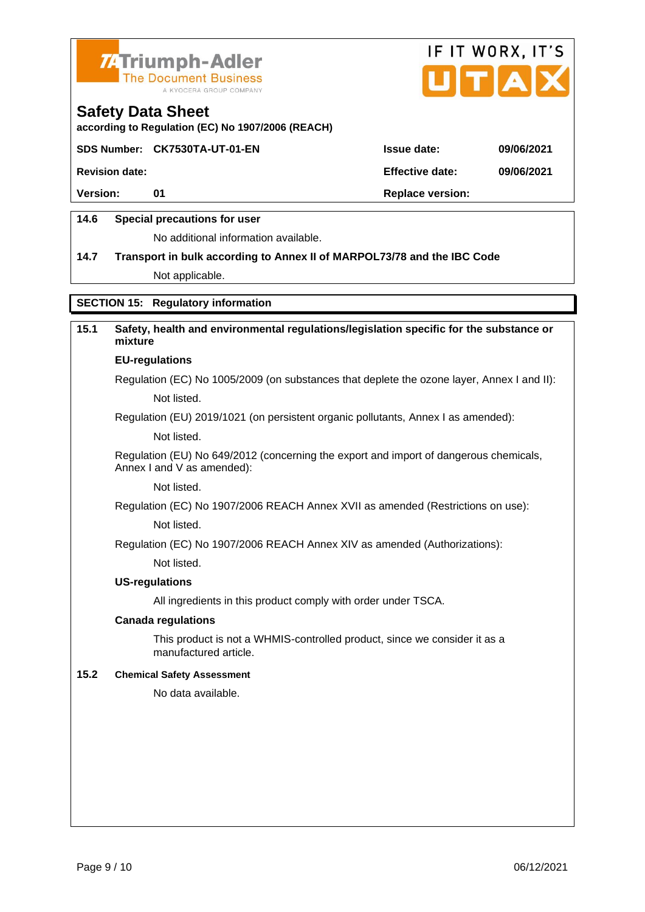**14.6 Special precautions for user**

No additional information available.

**14.7 Transport in bulk according to Annex II of MARPOL73/78 and the IBC Code**

Not applicable.

## SECTION 15: Regulatory information

**15.1 Safety, health and environmental regulations/legislation specific for the substance or mixture**

**EU-regulations**

Regulation (EC) No 1005/2009 (on substances that deplete the ozone layer, Annex I and II):

Not listed.

Regulation (EU) 2019/1021 (on persistent organic pollutants, Annex I as amended):

Not listed.

Regulation (EU) No 649/2012 (concerning the export and import of dangerous chemicals, Annex I and V as amended):

Not listed.

Regulation (EC) No 1907/2006 REACH Annex XVII as amended (Restrictions on use):

Not listed.

Regulation (EC) No 1907/2006 REACH Annex XIV as amended (Authorizations):

Not listed.

**US-regulations**

All ingredients in this product comply with order under TSCA.

**Canada regulations**

This product is not a WHMIS-controlled product, since we consider it as a manufactured article.

**15.2 Chemical Safety Assessment**

No data available.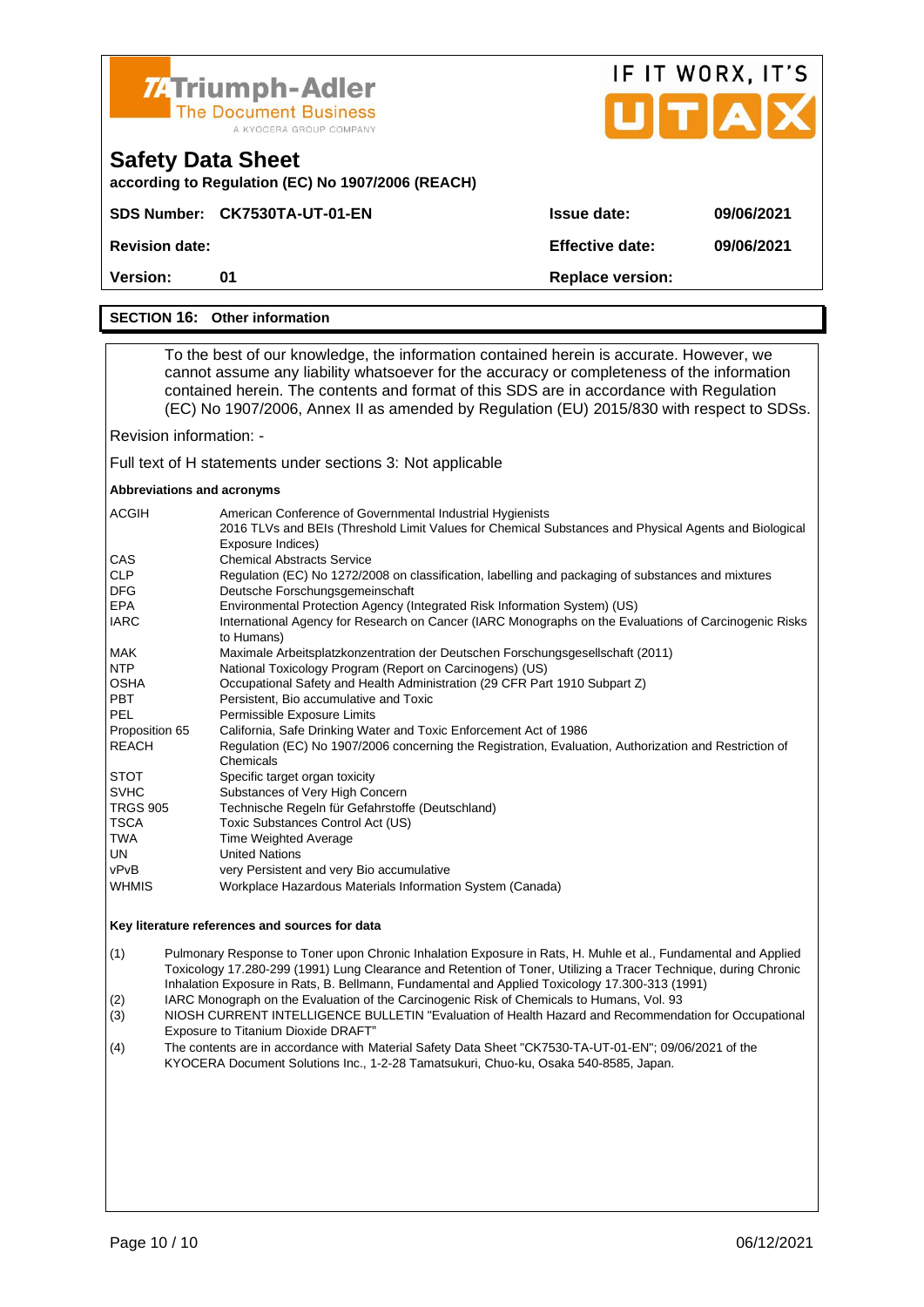## SECTION 16: Other information

To the best of our knowledge, the information contained herein is accurate. However, we cannot assume any liability whatsoever for the accuracy or completeness of the information contained herein. The contents and format of this SDS are in accordance with Regulation (EC) No 1907/2006, Annex II as amended by Regulation (EU) 2015/830 with respect to SDSs.

Revision information: -

Full text of H statements under sections 3: Not applicable

**Abbreviations and acronyms**

| | |
|---|---|
| ACGIH | American Conference of Governmental Industrial Hygienists 2016 TLVs and BEIs (Threshold Limit Values for Chemical Substances and Physical Agents and Biological Exposure Indices) |
| CAS | Chemical Abstracts Service |
| CLP | Regulation (EC) No 1272/2008 on classification, labelling and packaging of substances and mixtures |
| DFG | Deutsche Forschungsgemeinschaft |
| EPA | Environmental Protection Agency (Integrated Risk Information System) (US) |
| IARC | International Agency for Research on Cancer (IARC Monographs on the Evaluations of Carcinogenic Risks to Humans) |
| MAK | Maximale Arbeitsplatzkonzentration der Deutschen Forschungsgesellschaft (2011) |
| NTP | National Toxicology Program (Report on Carcinogens) (US) |
| OSHA | Occupational Safety and Health Administration (29 CFR Part 1910 Subpart Z) |
| PBT | Persistent, Bio accumulative and Toxic |
| PEL | Permissible Exposure Limits |
| Proposition 65 | California, Safe Drinking Water and Toxic Enforcement Act of 1986 |
| REACH | Regulation (EC) No 1907/2006 concerning the Registration, Evaluation, Authorization and Restriction of Chemicals |
| STOT | Specific target organ toxicity |
| SVHC | Substances of Very High Concern |
| TRGS 905 | Technische Regeln für Gefahrstoffe (Deutschland) |
| TSCA | Toxic Substances Control Act (US) |
| TWA | Time Weighted Average |
| UN | United Nations |
| vPvB | very Persistent and very Bio accumulative |
| WHMIS | Workplace Hazardous Materials Information System (Canada) |

**Key literature references and sources for data**

(1) Pulmonary Response to Toner upon Chronic Inhalation Exposure in Rats, H. Muhle et al., Fundamental and Applied Toxicology 17.280-299 (1991) Lung Clearance and Retention of Toner, Utilizing a Tracer Technique, during Chronic Inhalation Exposure in Rats, B. Bellmann, Fundamental and Applied Toxicology 17.300-313 (1991)

(2) IARC Monograph on the Evaluation of the Carcinogenic Risk of Chemicals to Humans, Vol. 93

(3) NIOSH CURRENT INTELLIGENCE BULLETIN "Evaluation of Health Hazard and Recommendation for Occupational Exposure to Titanium Dioxide DRAFT"

(4) The contents are in accordance with Material Safety Data Sheet "CK7530-TA-UT-01-EN"; 09/06/2021 of the KYOCERA Document Solutions Inc., 1-2-28 Tamatsukuri, Chuo-ku, Osaka 540-8585, Japan.